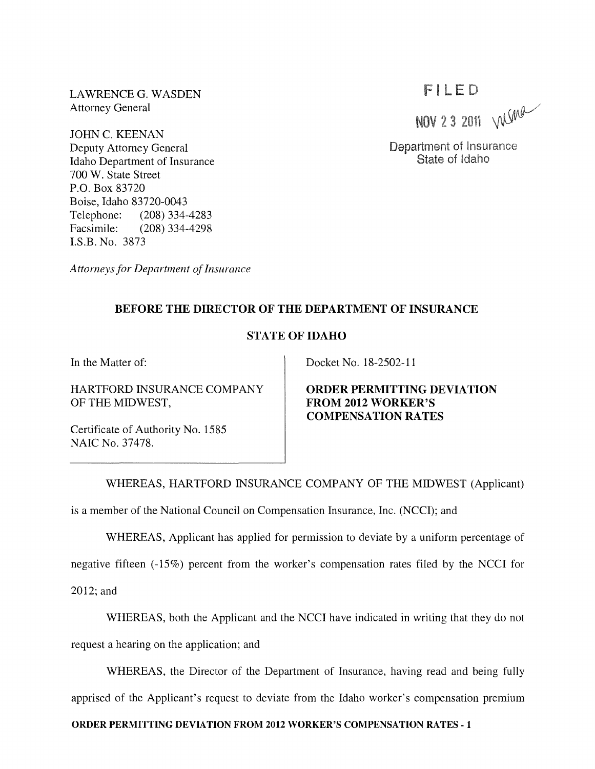LAWRENCE G. WASDEN
Attorney General

JOHN C. KEENAN
Deputy Attorney General
Idaho Department of Insurance
700 W. State Street
P.O. Box 83720
Boise, Idaho 83720-0043
Telephone: (208) 334-4283
Facsimile: (208) 334-4298
I.S.B. No. 3873

*Attorneys for Department of Insurance*

FILED

NOV 23 2011

Department of Insurance
State of Idaho

**BEFORE THE DIRECTOR OF THE DEPARTMENT OF INSURANCE**

**STATE OF IDAHO**

In the Matter of:

HARTFORD INSURANCE COMPANY OF THE MIDWEST,

Certificate of Authority No. 1585
NAIC No. 37478.

Docket No. 18-2502-11

**ORDER PERMITTING DEVIATION FROM 2012 WORKER'S COMPENSATION RATES**

WHEREAS, HARTFORD INSURANCE COMPANY OF THE MIDWEST (Applicant) is a member of the National Council on Compensation Insurance, Inc. (NCCI); and

WHEREAS, Applicant has applied for permission to deviate by a uniform percentage of negative fifteen (-15%) percent from the worker's compensation rates filed by the NCCI for 2012; and

WHEREAS, both the Applicant and the NCCI have indicated in writing that they do not request a hearing on the application; and

WHEREAS, the Director of the Department of Insurance, having read and being fully apprised of the Applicant's request to deviate from the Idaho worker's compensation premium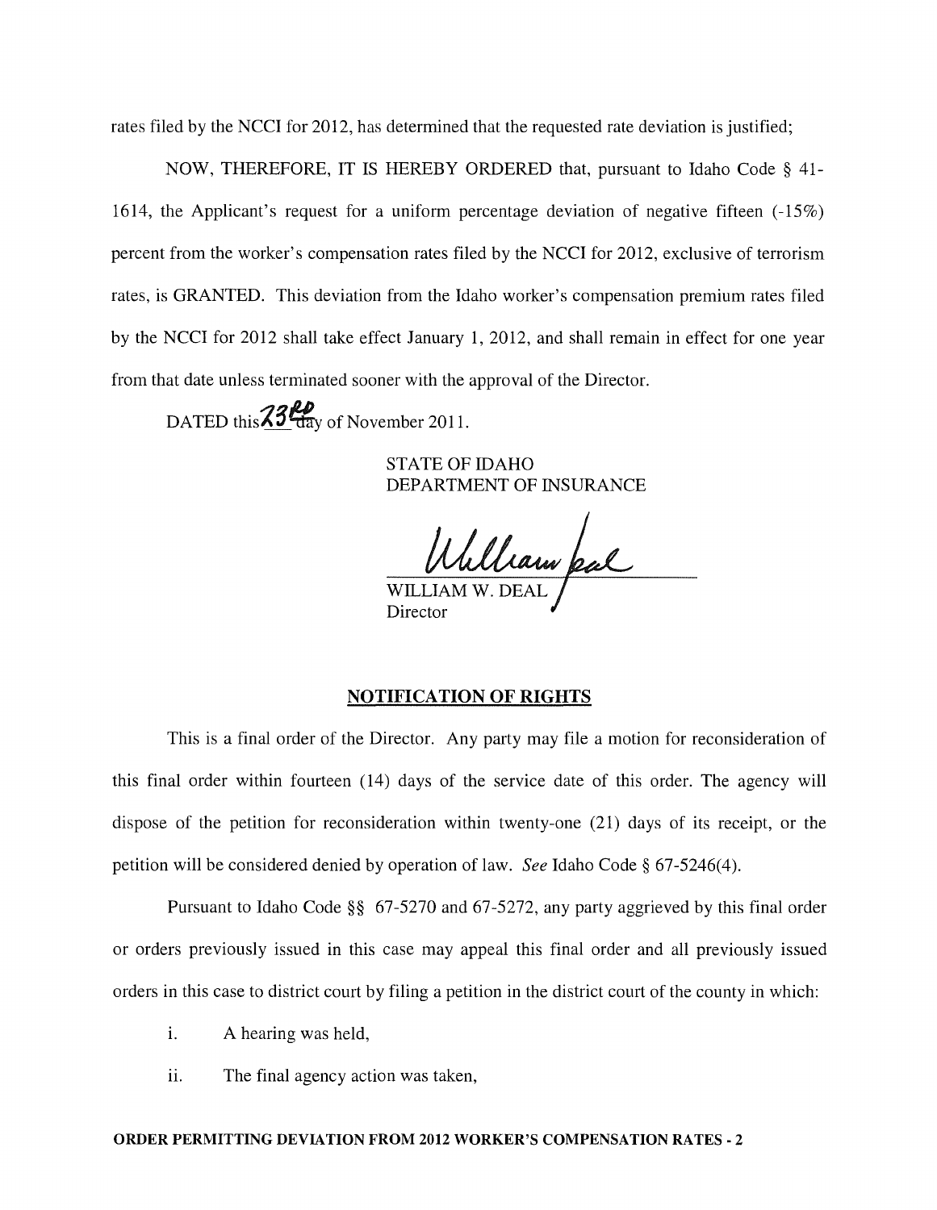rates filed by the NCCI for 2012, has determined that the requested rate deviation is justified;

NOW, THEREFORE, IT IS HEREBY ORDERED that, pursuant to Idaho Code § 41-1614, the Applicant's request for a uniform percentage deviation of negative fifteen (-15%) percent from the worker's compensation rates filed by the NCCI for 2012, exclusive of terrorism rates, is GRANTED. This deviation from the Idaho worker's compensation premium rates filed by the NCCI for 2012 shall take effect January 1, 2012, and shall remain in effect for one year from that date unless terminated sooner with the approval of the Director.

DATED this 23rd day of November 2011.

STATE OF IDAHO
DEPARTMENT OF INSURANCE

WILLIAM W. DEAL
Director

## NOTIFICATION OF RIGHTS

This is a final order of the Director. Any party may file a motion for reconsideration of this final order within fourteen (14) days of the service date of this order. The agency will dispose of the petition for reconsideration within twenty-one (21) days of its receipt, or the petition will be considered denied by operation of law. *See* Idaho Code § 67-5246(4).

Pursuant to Idaho Code §§ 67-5270 and 67-5272, any party aggrieved by this final order or orders previously issued in this case may appeal this final order and all previously issued orders in this case to district court by filing a petition in the district court of the county in which:

i. A hearing was held,

ii. The final agency action was taken,

**ORDER PERMITTING DEVIATION FROM 2012 WORKER'S COMPENSATION RATES - 2**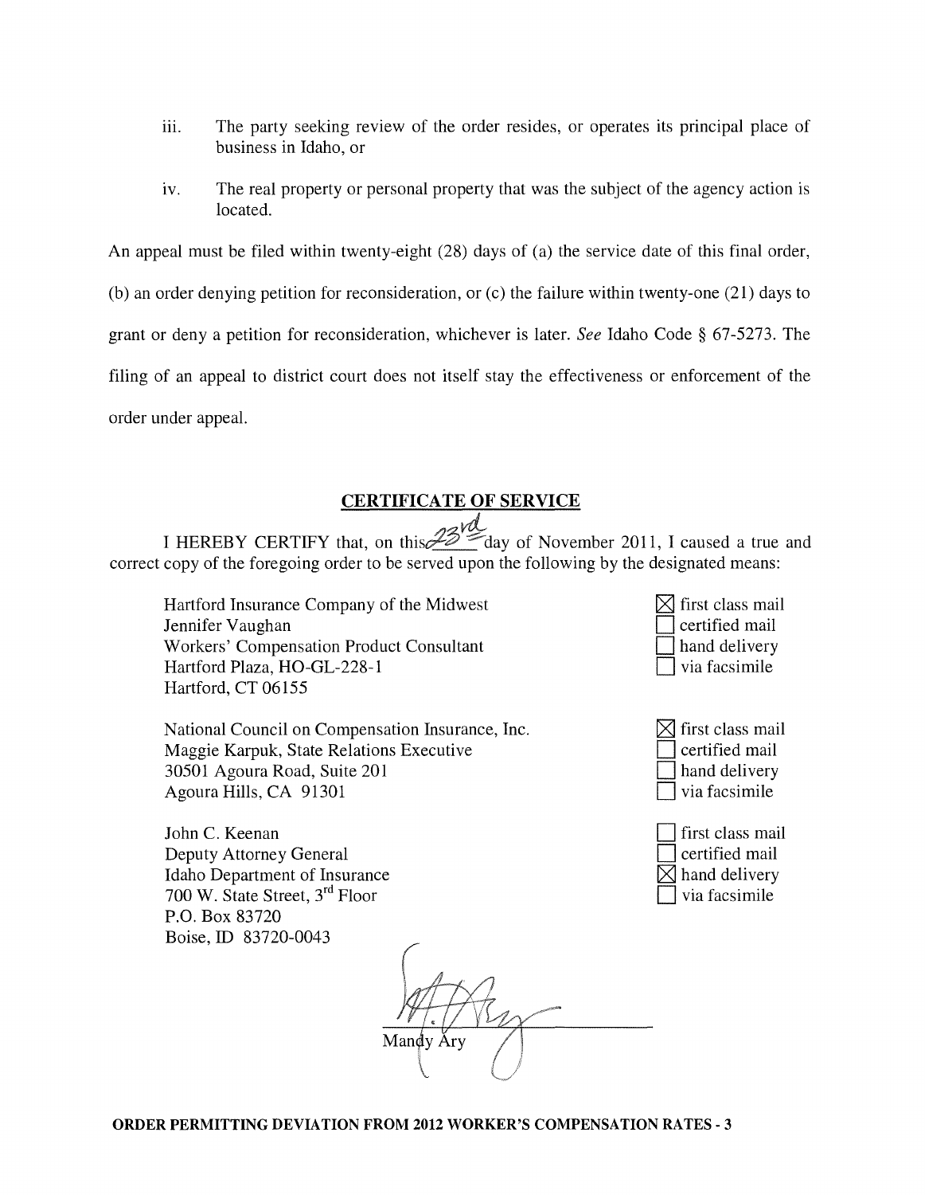iii. The party seeking review of the order resides, or operates its principal place of business in Idaho, or

iv. The real property or personal property that was the subject of the agency action is located.

An appeal must be filed within twenty-eight (28) days of (a) the service date of this final order, (b) an order denying petition for reconsideration, or (c) the failure within twenty-one (21) days to grant or deny a petition for reconsideration, whichever is later. *See* Idaho Code § 67-5273. The filing of an appeal to district court does not itself stay the effectiveness or enforcement of the order under appeal.

## CERTIFICATE OF SERVICE

I HEREBY CERTIFY that, on this 23rd day of November 2011, I caused a true and correct copy of the foregoing order to be served upon the following by the designated means:

| | |
|---|---|
| Hartford Insurance Company of the Midwest<br>Jennifer Vaughan<br>Workers' Compensation Product Consultant<br>Hartford Plaza, HO-GL-228-1<br>Hartford, CT 06155 | ☒ first class mail<br>☐ certified mail<br>☐ hand delivery<br>☐ via facsimile |
| National Council on Compensation Insurance, Inc.<br>Maggie Karpuk, State Relations Executive<br>30501 Agoura Road, Suite 201<br>Agoura Hills, CA 91301 | ☒ first class mail<br>☐ certified mail<br>☐ hand delivery<br>☐ via facsimile |
| John C. Keenan<br>Deputy Attorney General<br>Idaho Department of Insurance<br>700 W. State Street, 3rd Floor<br>P.O. Box 83720<br>Boise, ID 83720-0043 | ☐ first class mail<br>☐ certified mail<br>☒ hand delivery<br>☐ via facsimile |

Mandy Ary